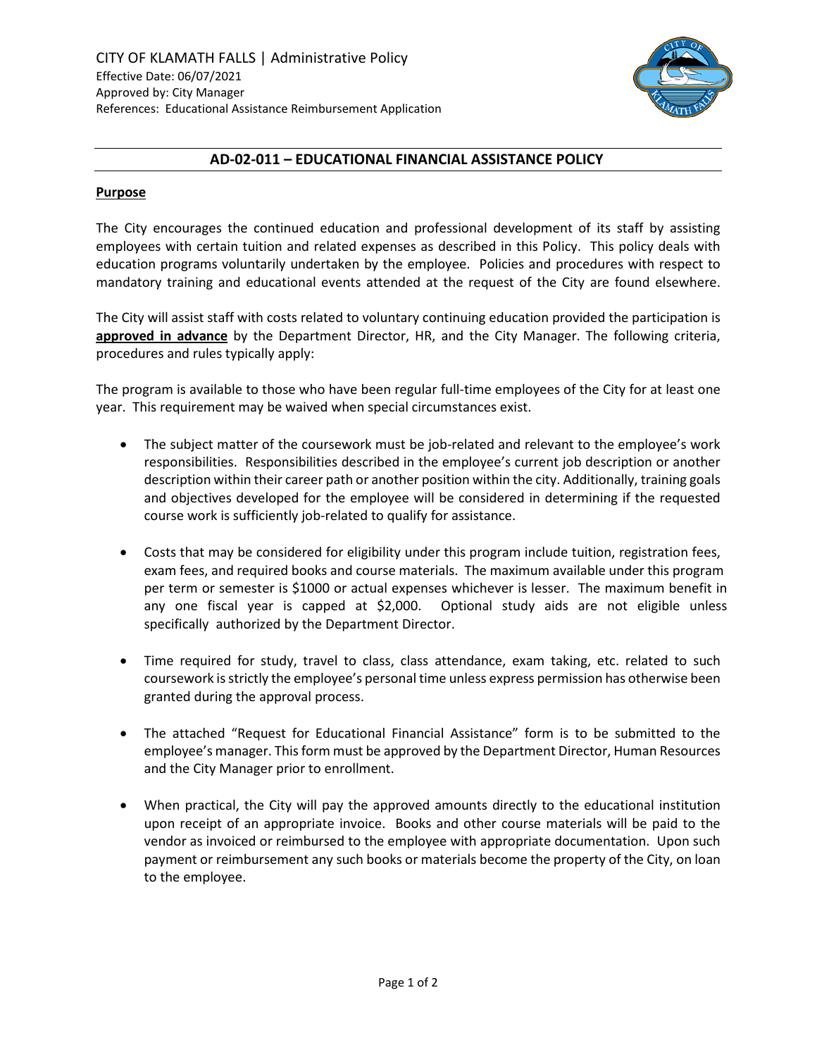CITY OF KLAMATH FALLS | Administrative Policy
Effective Date: 06/07/2021
Approved by: City Manager
References: Educational Assistance Reimbursement Application

# AD-02-011 – EDUCATIONAL FINANCIAL ASSISTANCE POLICY

**Purpose**

The City encourages the continued education and professional development of its staff by assisting employees with certain tuition and related expenses as described in this Policy. This policy deals with education programs voluntarily undertaken by the employee. Policies and procedures with respect to mandatory training and educational events attended at the request of the City are found elsewhere.

The City will assist staff with costs related to voluntary continuing education provided the participation is **approved in advance** by the Department Director, HR, and the City Manager. The following criteria, procedures and rules typically apply:

The program is available to those who have been regular full-time employees of the City for at least one year. This requirement may be waived when special circumstances exist.

- The subject matter of the coursework must be job-related and relevant to the employee's work responsibilities. Responsibilities described in the employee's current job description or another description within their career path or another position within the city. Additionally, training goals and objectives developed for the employee will be considered in determining if the requested course work is sufficiently job-related to qualify for assistance.

- Costs that may be considered for eligibility under this program include tuition, registration fees, exam fees, and required books and course materials. The maximum available under this program per term or semester is $1000 or actual expenses whichever is lesser. The maximum benefit in any one fiscal year is capped at $2,000. Optional study aids are not eligible unless specifically authorized by the Department Director.

- Time required for study, travel to class, class attendance, exam taking, etc. related to such coursework is strictly the employee's personal time unless express permission has otherwise been granted during the approval process.

- The attached "Request for Educational Financial Assistance" form is to be submitted to the employee's manager. This form must be approved by the Department Director, Human Resources and the City Manager prior to enrollment.

- When practical, the City will pay the approved amounts directly to the educational institution upon receipt of an appropriate invoice. Books and other course materials will be paid to the vendor as invoiced or reimbursed to the employee with appropriate documentation. Upon such payment or reimbursement any such books or materials become the property of the City, on loan to the employee.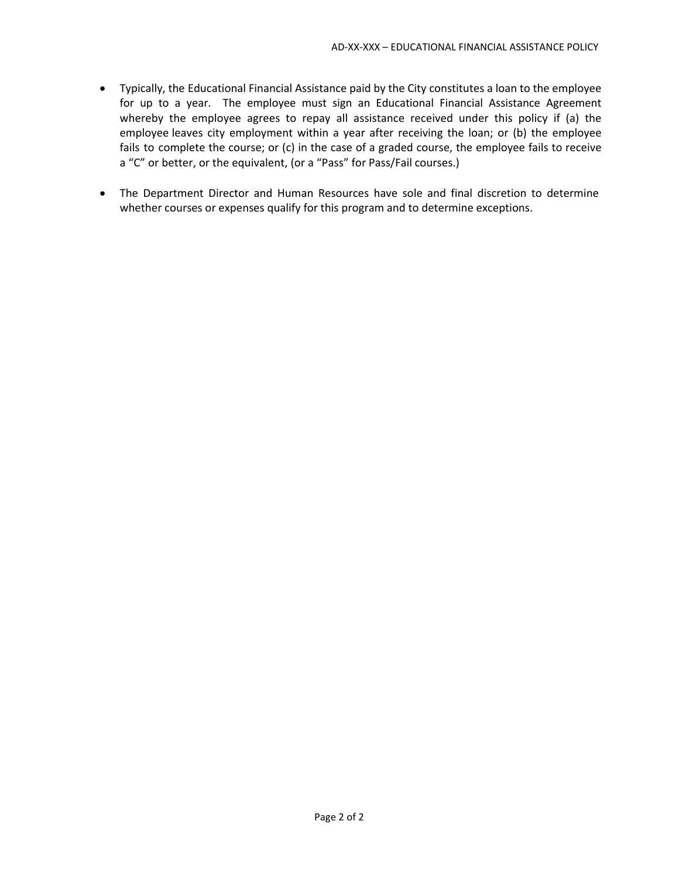- Typically, the Educational Financial Assistance paid by the City constitutes a loan to the employee for up to a year. The employee must sign an Educational Financial Assistance Agreement whereby the employee agrees to repay all assistance received under this policy if (a) the employee leaves city employment within a year after receiving the loan; or (b) the employee fails to complete the course; or (c) in the case of a graded course, the employee fails to receive a "C" or better, or the equivalent, (or a "Pass" for Pass/Fail courses.)

- The Department Director and Human Resources have sole and final discretion to determine whether courses or expenses qualify for this program and to determine exceptions.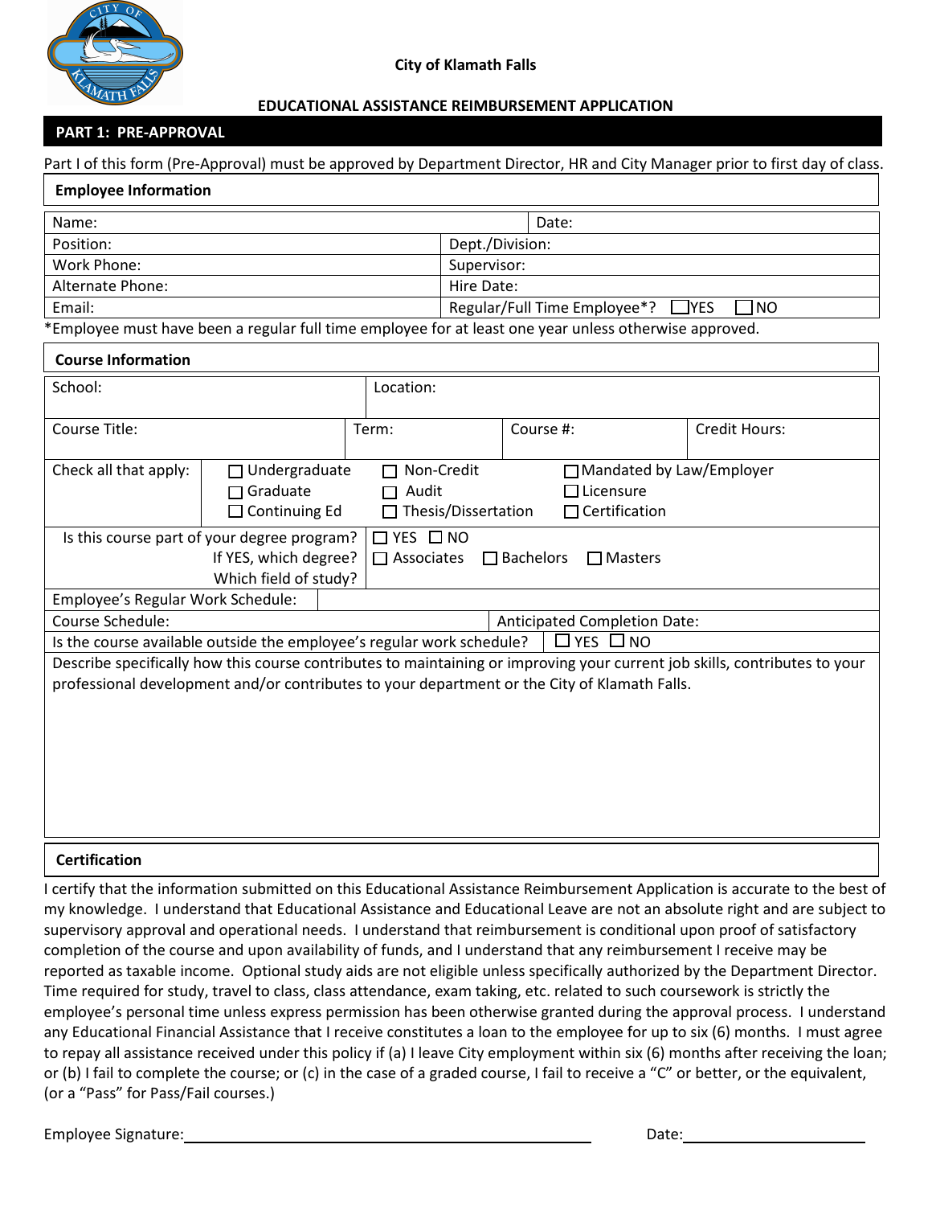City of Klamath Falls

## EDUCATIONAL ASSISTANCE REIMBURSEMENT APPLICATION

### PART 1: PRE-APPROVAL

Part I of this form (Pre-Approval) must be approved by Department Director, HR and City Manager prior to first day of class.

**Employee Information**

| | |
|---|---|
| Name: | Date: |
| Position: | Dept./Division: |
| Work Phone: | Supervisor: |
| Alternate Phone: | Hire Date: |
| Email: | Regular/Full Time Employee*? ☐ YES ☐ NO |

*Employee must have been a regular full time employee for at least one year unless otherwise approved.

**Course Information**

| | | | |
|---|---|---|---|
| School: | Location: | | |
| Course Title: | Term: | Course #: | Credit Hours: |

Check all that apply:
☐ Undergraduate ☐ Non-Credit ☐ Mandated by Law/Employer
☐ Graduate ☐ Audit ☐ Licensure
☐ Continuing Ed ☐ Thesis/Dissertation ☐ Certification

Is this course part of your degree program? ☐ YES ☐ NO
If YES, which degree? ☐ Associates ☐ Bachelors ☐ Masters
Which field of study?

Employee's Regular Work Schedule:

Course Schedule: Anticipated Completion Date:

Is the course available outside the employee's regular work schedule? ☐ YES ☐ NO

Describe specifically how this course contributes to maintaining or improving your current job skills, contributes to your professional development and/or contributes to your department or the City of Klamath Falls.

**Certification**

I certify that the information submitted on this Educational Assistance Reimbursement Application is accurate to the best of my knowledge. I understand that Educational Assistance and Educational Leave are not an absolute right and are subject to supervisory approval and operational needs. I understand that reimbursement is conditional upon proof of satisfactory completion of the course and upon availability of funds, and I understand that any reimbursement I receive may be reported as taxable income. Optional study aids are not eligible unless specifically authorized by the Department Director. Time required for study, travel to class, class attendance, exam taking, etc. related to such coursework is strictly the employee's personal time unless express permission has been otherwise granted during the approval process. I understand any Educational Financial Assistance that I receive constitutes a loan to the employee for up to six (6) months. I must agree to repay all assistance received under this policy if (a) I leave City employment within six (6) months after receiving the loan; or (b) I fail to complete the course; or (c) in the case of a graded course, I fail to receive a "C" or better, or the equivalent, (or a "Pass" for Pass/Fail courses.)

Employee Signature:\_\_\_\_\_\_\_\_\_\_\_\_\_\_\_\_\_\_\_\_\_\_\_\_\_\_\_\_ Date:\_\_\_\_\_\_\_\_\_\_\_\_\_\_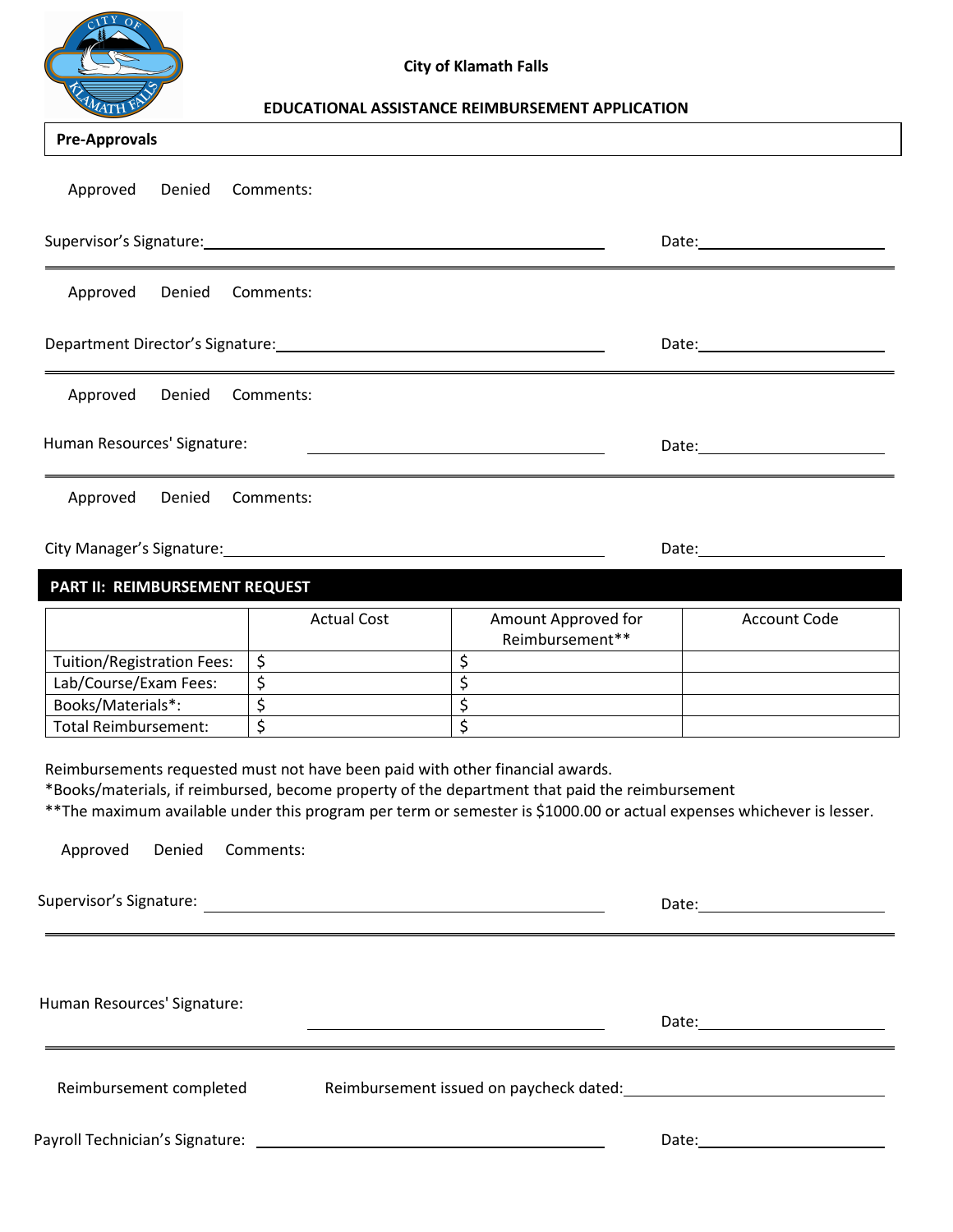City of Klamath Falls

EDUCATIONAL ASSISTANCE REIMBURSEMENT APPLICATION

**Pre-Approvals**

Approved Denied Comments:

Supervisor's Signature:_______________________________ Date:_______________

---

Approved Denied Comments:

Department Director's Signature:_______________________________ Date:_______________

---

Approved Denied Comments:

Human Resources' Signature: _______________________________ Date:_______________

---

Approved Denied Comments:

City Manager's Signature:_______________________________ Date:_______________

## PART II: REIMBURSEMENT REQUEST

| | Actual Cost | Amount Approved for Reimbursement** | Account Code |
|---|---|---|---|
| Tuition/Registration Fees: | $ | $ | |
| Lab/Course/Exam Fees: | $ | $ | |
| Books/Materials*: | $ | $ | |
| Total Reimbursement: | $ | $ | |

Reimbursements requested must not have been paid with other financial awards.
*Books/materials, if reimbursed, become property of the department that paid the reimbursement
**The maximum available under this program per term or semester is $1000.00 or actual expenses whichever is lesser.

Approved Denied Comments:

Supervisor's Signature: _______________________________ Date:_______________

---

Human Resources' Signature: _______________________________ Date:_______________

---

Reimbursement completed Reimbursement issued on paycheck dated:_______________

Payroll Technician's Signature: _______________________________ Date:_______________